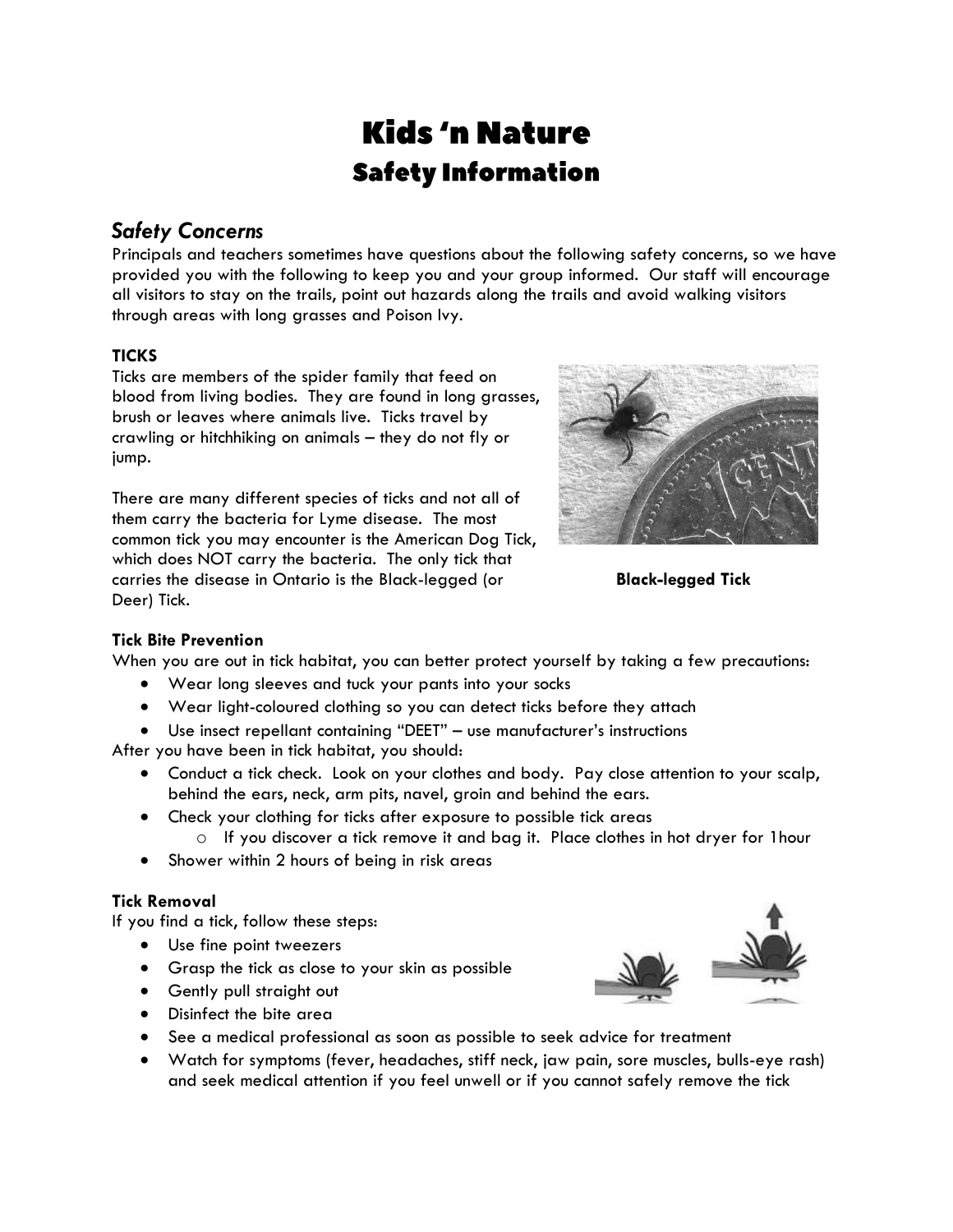# Kids 'n Nature
## Safety Information

### *Safety Concerns*

Principals and teachers sometimes have questions about the following safety concerns, so we have provided you with the following to keep you and your group informed. Our staff will encourage all visitors to stay on the trails, point out hazards along the trails and avoid walking visitors through areas with long grasses and Poison Ivy.

**TICKS**

Ticks are members of the spider family that feed on blood from living bodies. They are found in long grasses, brush or leaves where animals live. Ticks travel by crawling or hitchhiking on animals – they do not fly or jump.

There are many different species of ticks and not all of them carry the bacteria for Lyme disease. The most common tick you may encounter is the American Dog Tick, which does NOT carry the bacteria. The only tick that carries the disease in Ontario is the Black-legged (or Deer) Tick.

**Black-legged Tick**

**Tick Bite Prevention**

When you are out in tick habitat, you can better protect yourself by taking a few precautions:

- Wear long sleeves and tuck your pants into your socks
- Wear light-coloured clothing so you can detect ticks before they attach
- Use insect repellant containing "DEET" – use manufacturer's instructions

After you have been in tick habitat, you should:

- Conduct a tick check. Look on your clothes and body. Pay close attention to your scalp, behind the ears, neck, arm pits, navel, groin and behind the ears.
- Check your clothing for ticks after exposure to possible tick areas
  - If you discover a tick remove it and bag it. Place clothes in hot dryer for 1hour
- Shower within 2 hours of being in risk areas

**Tick Removal**

If you find a tick, follow these steps:

- Use fine point tweezers
- Grasp the tick as close to your skin as possible
- Gently pull straight out
- Disinfect the bite area
- See a medical professional as soon as possible to seek advice for treatment
- Watch for symptoms (fever, headaches, stiff neck, jaw pain, sore muscles, bulls-eye rash) and seek medical attention if you feel unwell or if you cannot safely remove the tick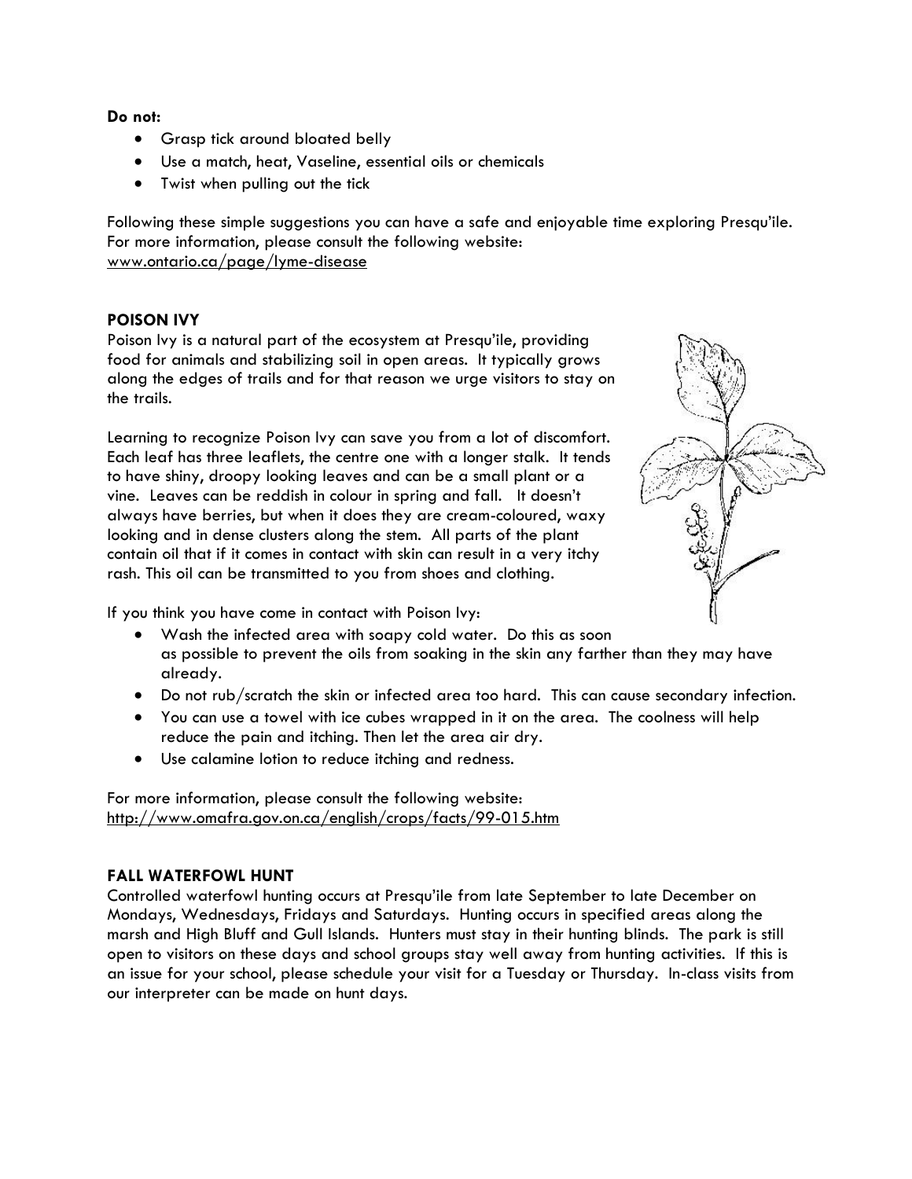**Do not:**

- Grasp tick around bloated belly
- Use a match, heat, Vaseline, essential oils or chemicals
- Twist when pulling out the tick

Following these simple suggestions you can have a safe and enjoyable time exploring Presqu'ile. For more information, please consult the following website:
www.ontario.ca/page/lyme-disease

## POISON IVY

Poison Ivy is a natural part of the ecosystem at Presqu'ile, providing food for animals and stabilizing soil in open areas. It typically grows along the edges of trails and for that reason we urge visitors to stay on the trails.

Learning to recognize Poison Ivy can save you from a lot of discomfort. Each leaf has three leaflets, the centre one with a longer stalk. It tends to have shiny, droopy looking leaves and can be a small plant or a vine. Leaves can be reddish in colour in spring and fall. It doesn't always have berries, but when it does they are cream-coloured, waxy looking and in dense clusters along the stem. All parts of the plant contain oil that if it comes in contact with skin can result in a very itchy rash. This oil can be transmitted to you from shoes and clothing.

If you think you have come in contact with Poison Ivy:

- Wash the infected area with soapy cold water. Do this as soon as possible to prevent the oils from soaking in the skin any farther than they may have already.
- Do not rub/scratch the skin or infected area too hard. This can cause secondary infection.
- You can use a towel with ice cubes wrapped in it on the area. The coolness will help reduce the pain and itching. Then let the area air dry.
- Use calamine lotion to reduce itching and redness.

For more information, please consult the following website:
http://www.omafra.gov.on.ca/english/crops/facts/99-015.htm

## FALL WATERFOWL HUNT

Controlled waterfowl hunting occurs at Presqu'ile from late September to late December on Mondays, Wednesdays, Fridays and Saturdays. Hunting occurs in specified areas along the marsh and High Bluff and Gull Islands. Hunters must stay in their hunting blinds. The park is still open to visitors on these days and school groups stay well away from hunting activities. If this is an issue for your school, please schedule your visit for a Tuesday or Thursday. In-class visits from our interpreter can be made on hunt days.